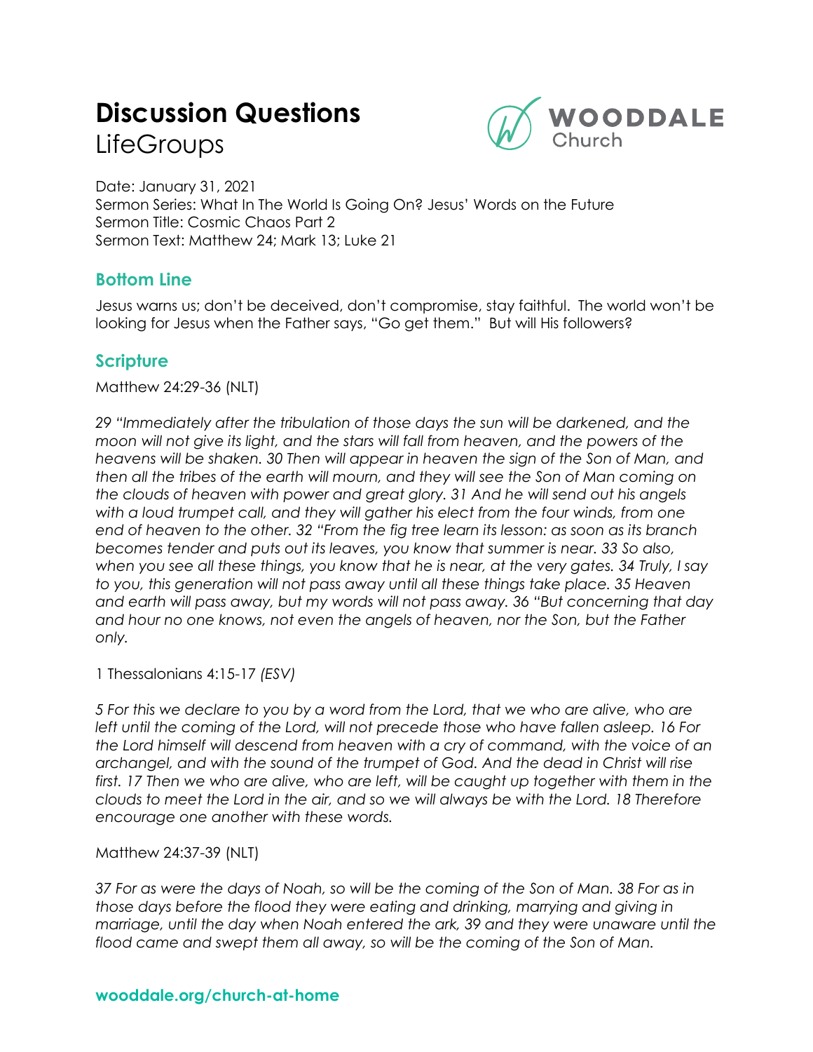# Discussion Questions

LifeGroups

WOODDALE Church

Date: January 31, 2021
Sermon Series: What In The World Is Going On? Jesus' Words on the Future
Sermon Title: Cosmic Chaos Part 2
Sermon Text: Matthew 24; Mark 13; Luke 21

## Bottom Line

Jesus warns us; don't be deceived, don't compromise, stay faithful. The world won't be looking for Jesus when the Father says, "Go get them." But will His followers?

## Scripture

Matthew 24:29-36 (NLT)

*29 "Immediately after the tribulation of those days the sun will be darkened, and the moon will not give its light, and the stars will fall from heaven, and the powers of the heavens will be shaken. 30 Then will appear in heaven the sign of the Son of Man, and then all the tribes of the earth will mourn, and they will see the Son of Man coming on the clouds of heaven with power and great glory. 31 And he will send out his angels with a loud trumpet call, and they will gather his elect from the four winds, from one end of heaven to the other. 32 "From the fig tree learn its lesson: as soon as its branch becomes tender and puts out its leaves, you know that summer is near. 33 So also, when you see all these things, you know that he is near, at the very gates. 34 Truly, I say to you, this generation will not pass away until all these things take place. 35 Heaven and earth will pass away, but my words will not pass away. 36 "But concerning that day and hour no one knows, not even the angels of heaven, nor the Son, but the Father only.*

1 Thessalonians 4:15-17 *(ESV)*

*5 For this we declare to you by a word from the Lord, that we who are alive, who are left until the coming of the Lord, will not precede those who have fallen asleep. 16 For the Lord himself will descend from heaven with a cry of command, with the voice of an archangel, and with the sound of the trumpet of God. And the dead in Christ will rise first. 17 Then we who are alive, who are left, will be caught up together with them in the clouds to meet the Lord in the air, and so we will always be with the Lord. 18 Therefore encourage one another with these words.*

Matthew 24:37-39 (NLT)

*37 For as were the days of Noah, so will be the coming of the Son of Man. 38 For as in those days before the flood they were eating and drinking, marrying and giving in marriage, until the day when Noah entered the ark, 39 and they were unaware until the flood came and swept them all away, so will be the coming of the Son of Man.*

**wooddale.org/church-at-home**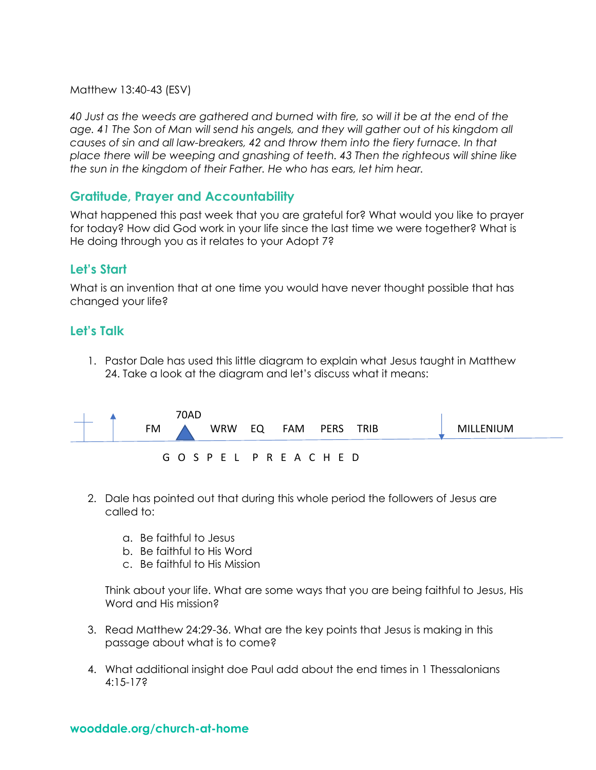Matthew 13:40-43 (ESV)

*40 Just as the weeds are gathered and burned with fire, so will it be at the end of the age. 41 The Son of Man will send his angels, and they will gather out of his kingdom all causes of sin and all law-breakers, 42 and throw them into the fiery furnace. In that place there will be weeping and gnashing of teeth. 43 Then the righteous will shine like the sun in the kingdom of their Father. He who has ears, let him hear.*

## Gratitude, Prayer and Accountability

What happened this past week that you are grateful for? What would you like to prayer for today? How did God work in your life since the last time we were together? What is He doing through you as it relates to your Adopt 7?

## Let's Start

What is an invention that at one time you would have never thought possible that has changed your life?

## Let's Talk

1. Pastor Dale has used this little diagram to explain what Jesus taught in Matthew 24. Take a look at the diagram and let's discuss what it means:

   70AD

   FM WRW EQ FAM PERS TRIB MILLENIUM

   G O S P E L P R E A C H E D

2. Dale has pointed out that during this whole period the followers of Jesus are called to:

   a. Be faithful to Jesus
   b. Be faithful to His Word
   c. Be faithful to His Mission

   Think about your life. What are some ways that you are being faithful to Jesus, His Word and His mission?

3. Read Matthew 24:29-36. What are the key points that Jesus is making in this passage about what is to come?

4. What additional insight doe Paul add about the end times in 1 Thessalonians 4:15-17?

**wooddale.org/church-at-home**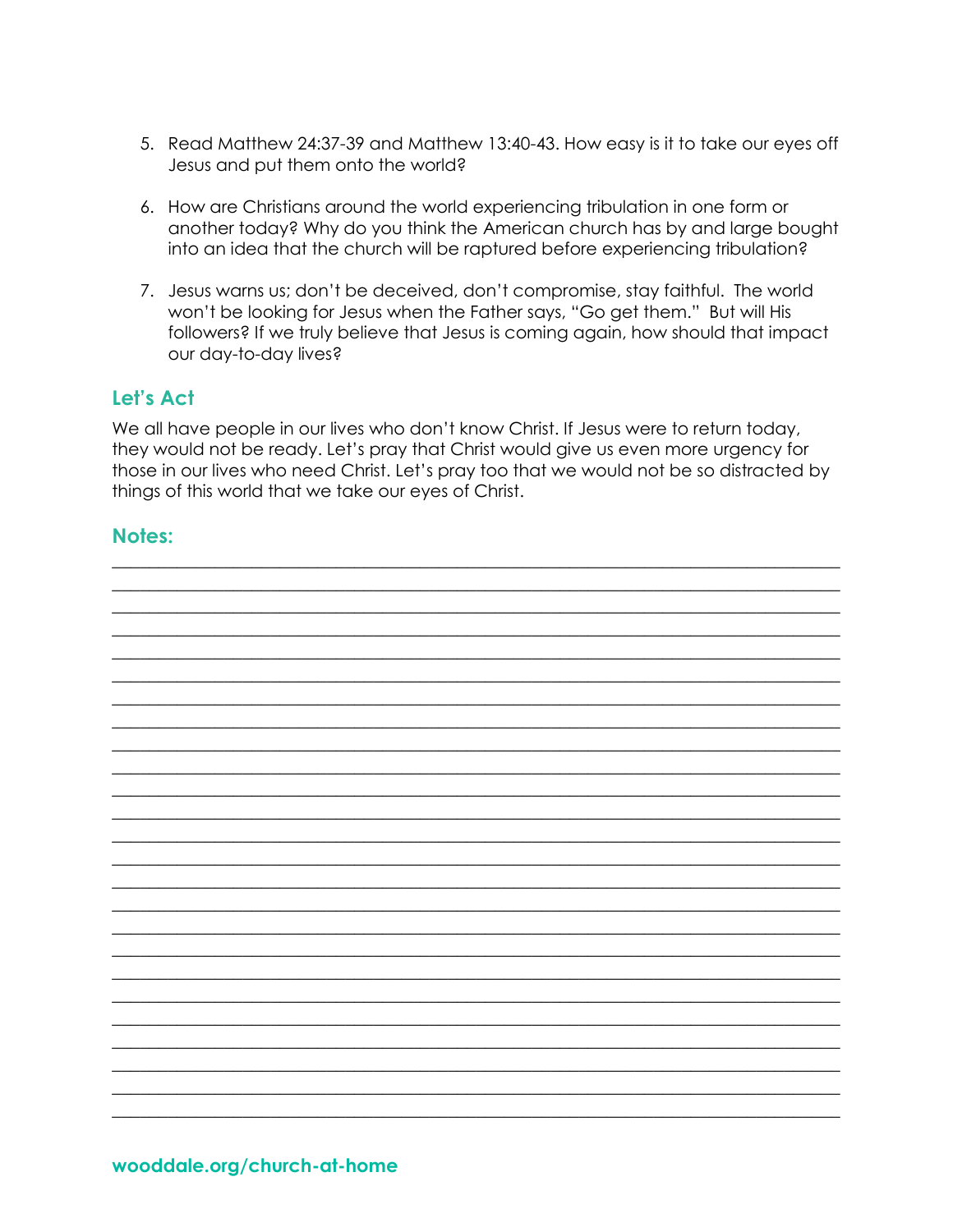5. Read Matthew 24:37-39 and Matthew 13:40-43. How easy is it to take our eyes off Jesus and put them onto the world?

6. How are Christians around the world experiencing tribulation in one form or another today? Why do you think the American church has by and large bought into an idea that the church will be raptured before experiencing tribulation?

7. Jesus warns us; don't be deceived, don't compromise, stay faithful. The world won't be looking for Jesus when the Father says, "Go get them." But will His followers? If we truly believe that Jesus is coming again, how should that impact our day-to-day lives?

## Let's Act

We all have people in our lives who don't know Christ. If Jesus were to return today, they would not be ready. Let's pray that Christ would give us even more urgency for those in our lives who need Christ. Let's pray too that we would not be so distracted by things of this world that we take our eyes of Christ.

## Notes:

**wooddale.org/church-at-home**